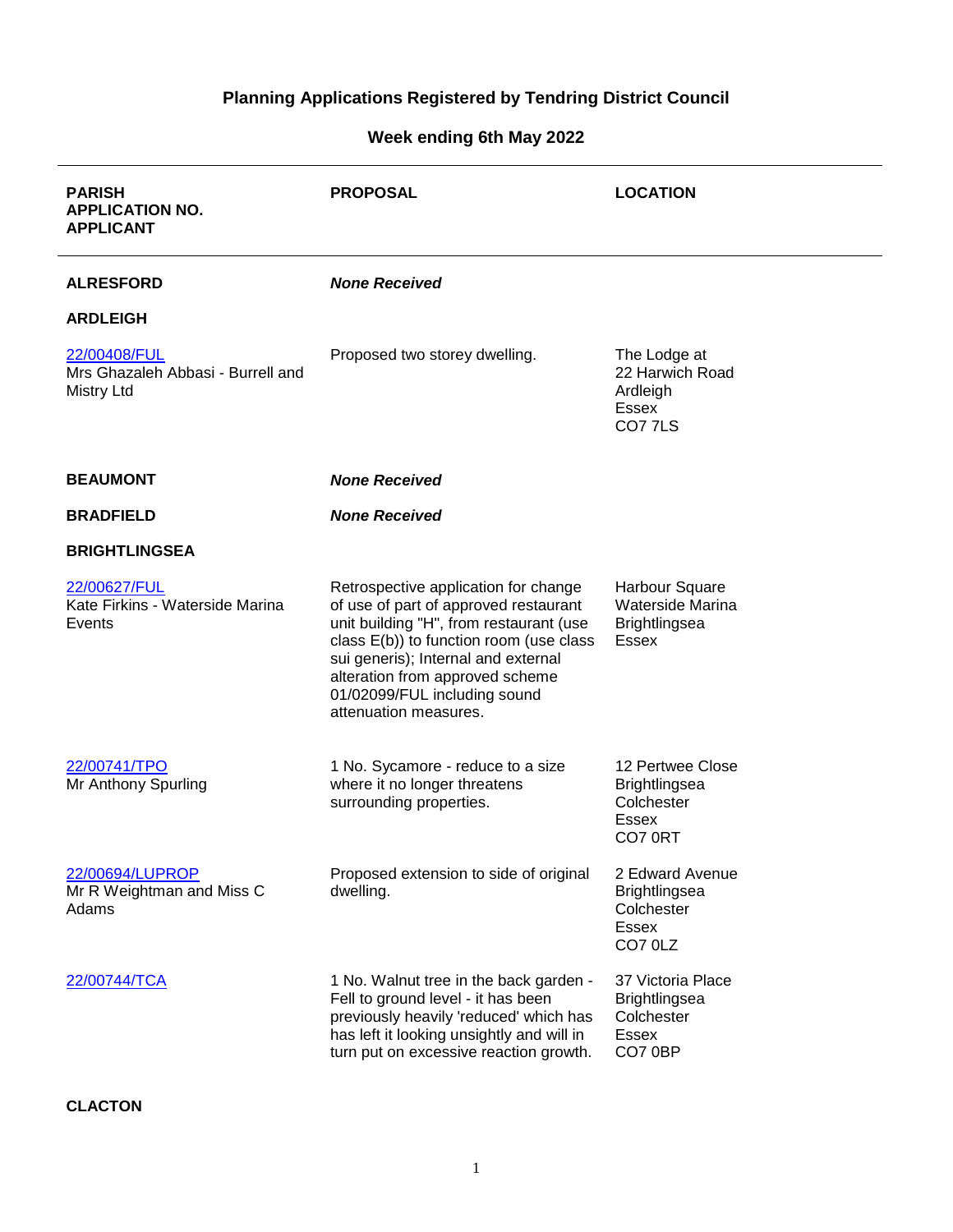# Planning Applications Registered by Tendring District Council

## Week ending 6th May 2022

| PARISH<br>APPLICATION NO.<br>APPLICANT | PROPOSAL | LOCATION |
|---|---|---|
| **ALRESFORD** | ***None Received*** | |
| **ARDLEIGH** | | |
| 22/00408/FUL<br>Mrs Ghazaleh Abbasi - Burrell and Mistry Ltd | Proposed two storey dwelling. | The Lodge at<br>22 Harwich Road<br>Ardleigh<br>Essex<br>CO7 7LS |
| **BEAUMONT** | ***None Received*** | |
| **BRADFIELD** | ***None Received*** | |
| **BRIGHTLINGSEA** | | |
| 22/00627/FUL<br>Kate Firkins - Waterside Marina Events | Retrospective application for change of use of part of approved restaurant unit building "H", from restaurant (use class E(b)) to function room (use class sui generis); Internal and external alteration from approved scheme 01/02099/FUL including sound attenuation measures. | Harbour Square<br>Waterside Marina<br>Brightlingsea<br>Essex |
| 22/00741/TPO<br>Mr Anthony Spurling | 1 No. Sycamore - reduce to a size where it no longer threatens surrounding properties. | 12 Pertwee Close<br>Brightlingsea<br>Colchester<br>Essex<br>CO7 0RT |
| 22/00694/LUPROP<br>Mr R Weightman and Miss C Adams | Proposed extension to side of original dwelling. | 2 Edward Avenue<br>Brightlingsea<br>Colchester<br>Essex<br>CO7 0LZ |
| 22/00744/TCA | 1 No. Walnut tree in the back garden - Fell to ground level - it has been previously heavily 'reduced' which has has left it looking unsightly and will in turn put on excessive reaction growth. | 37 Victoria Place<br>Brightlingsea<br>Colchester<br>Essex<br>CO7 0BP |
| **CLACTON** | | |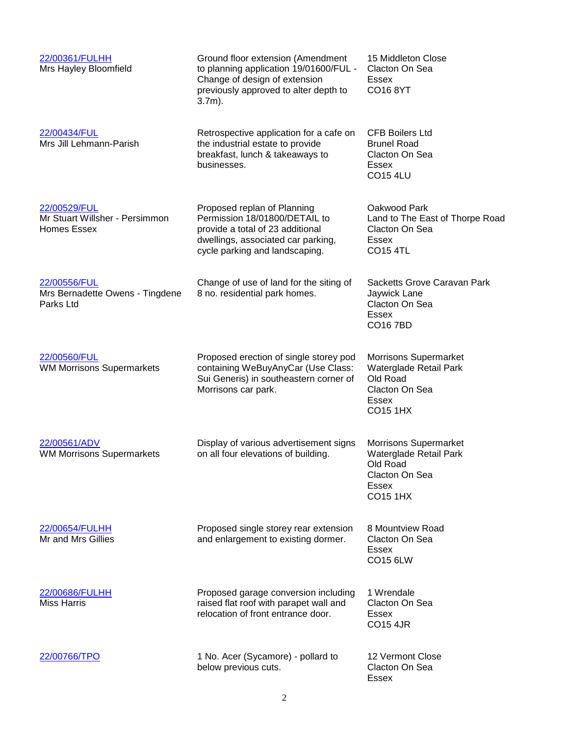| Application / Applicant | Proposal | Location |
| --- | --- | --- |
| 22/00361/FULHH<br>Mrs Hayley Bloomfield | Ground floor extension (Amendment to planning application 19/01600/FUL - Change of design of extension previously approved to alter depth to 3.7m). | 15 Middleton Close<br>Clacton On Sea<br>Essex<br>CO16 8YT |
| 22/00434/FUL<br>Mrs Jill Lehmann-Parish | Retrospective application for a cafe on the industrial estate to provide breakfast, lunch & takeaways to businesses. | CFB Boilers Ltd<br>Brunel Road<br>Clacton On Sea<br>Essex<br>CO15 4LU |
| 22/00529/FUL<br>Mr Stuart Willsher - Persimmon Homes Essex | Proposed replan of Planning Permission 18/01800/DETAIL to provide a total of 23 additional dwellings, associated car parking, cycle parking and landscaping. | Oakwood Park<br>Land to The East of Thorpe Road<br>Clacton On Sea<br>Essex<br>CO15 4TL |
| 22/00556/FUL<br>Mrs Bernadette Owens - Tingdene Parks Ltd | Change of use of land for the siting of 8 no. residential park homes. | Sacketts Grove Caravan Park<br>Jaywick Lane<br>Clacton On Sea<br>Essex<br>CO16 7BD |
| 22/00560/FUL<br>WM Morrisons Supermarkets | Proposed erection of single storey pod containing WeBuyAnyCar (Use Class: Sui Generis) in southeastern corner of Morrisons car park. | Morrisons Supermarket<br>Waterglade Retail Park<br>Old Road<br>Clacton On Sea<br>Essex<br>CO15 1HX |
| 22/00561/ADV<br>WM Morrisons Supermarkets | Display of various advertisement signs on all four elevations of building. | Morrisons Supermarket<br>Waterglade Retail Park<br>Old Road<br>Clacton On Sea<br>Essex<br>CO15 1HX |
| 22/00654/FULHH<br>Mr and Mrs Gillies | Proposed single storey rear extension and enlargement to existing dormer. | 8 Mountview Road<br>Clacton On Sea<br>Essex<br>CO15 6LW |
| 22/00686/FULHH<br>Miss Harris | Proposed garage conversion including raised flat roof with parapet wall and relocation of front entrance door. | 1 Wrendale<br>Clacton On Sea<br>Essex<br>CO15 4JR |
| 22/00766/TPO | 1 No. Acer (Sycamore) - pollard to below previous cuts. | 12 Vermont Close<br>Clacton On Sea<br>Essex |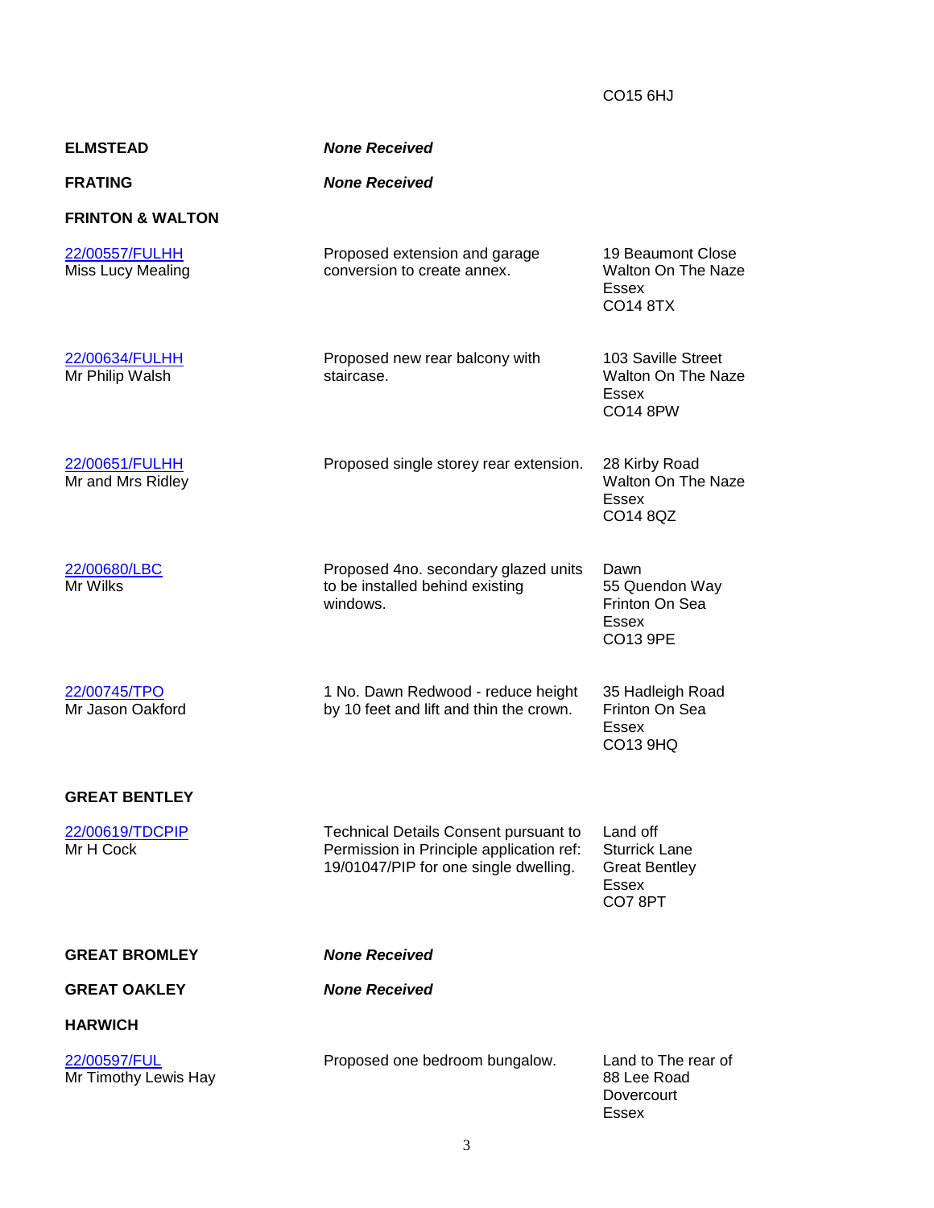CO15 6HJ

| | | |
|---|---|---|
| **ELMSTEAD** | ***None Received*** | |
| **FRATING** | ***None Received*** | |
| **FRINTON & WALTON** | | |
| 22/00557/FULHH<br>Miss Lucy Mealing | Proposed extension and garage conversion to create annex. | 19 Beaumont Close<br>Walton On The Naze<br>Essex<br>CO14 8TX |
| 22/00634/FULHH<br>Mr Philip Walsh | Proposed new rear balcony with staircase. | 103 Saville Street<br>Walton On The Naze<br>Essex<br>CO14 8PW |
| 22/00651/FULHH<br>Mr and Mrs Ridley | Proposed single storey rear extension. | 28 Kirby Road<br>Walton On The Naze<br>Essex<br>CO14 8QZ |
| 22/00680/LBC<br>Mr Wilks | Proposed 4no. secondary glazed units to be installed behind existing windows. | Dawn<br>55 Quendon Way<br>Frinton On Sea<br>Essex<br>CO13 9PE |
| 22/00745/TPO<br>Mr Jason Oakford | 1 No. Dawn Redwood - reduce height by 10 feet and lift and thin the crown. | 35 Hadleigh Road<br>Frinton On Sea<br>Essex<br>CO13 9HQ |
| **GREAT BENTLEY** | | |
| 22/00619/TDCPIP<br>Mr H Cock | Technical Details Consent pursuant to Permission in Principle application ref: 19/01047/PIP for one single dwelling. | Land off<br>Sturrick Lane<br>Great Bentley<br>Essex<br>CO7 8PT |
| **GREAT BROMLEY** | ***None Received*** | |
| **GREAT OAKLEY** | ***None Received*** | |
| **HARWICH** | | |
| 22/00597/FUL<br>Mr Timothy Lewis Hay | Proposed one bedroom bungalow. | Land to The rear of<br>88 Lee Road<br>Dovercourt<br>Essex |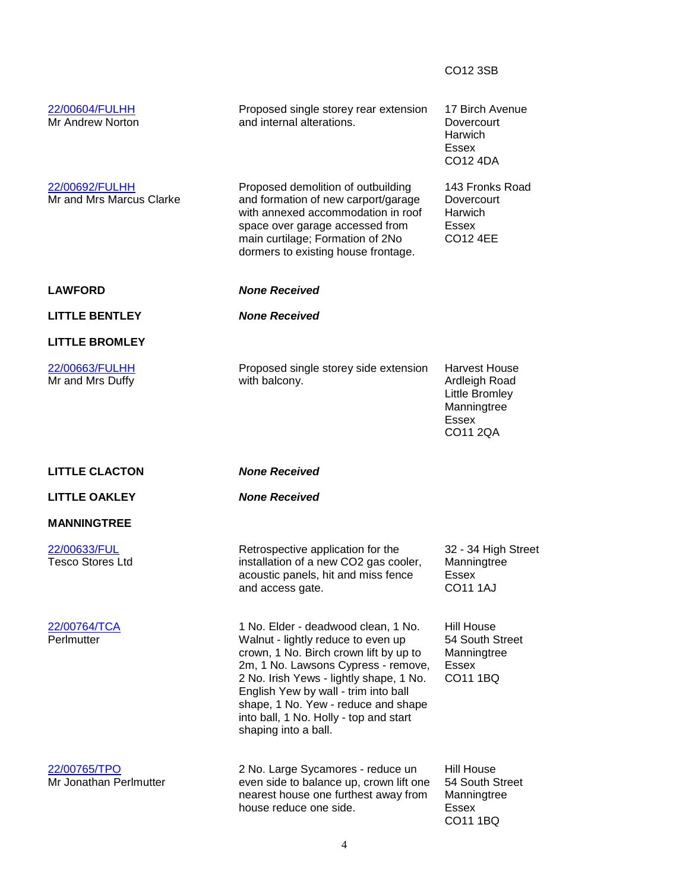| | | |
|---|---|---|
| | | CO12 3SB |
| 22/00604/FULHH<br>Mr Andrew Norton | Proposed single storey rear extension and internal alterations. | 17 Birch Avenue<br>Dovercourt<br>Harwich<br>Essex<br>CO12 4DA |
| 22/00692/FULHH<br>Mr and Mrs Marcus Clarke | Proposed demolition of outbuilding and formation of new carport/garage with annexed accommodation in roof space over garage accessed from main curtilage; Formation of 2No dormers to existing house frontage. | 143 Fronks Road<br>Dovercourt<br>Harwich<br>Essex<br>CO12 4EE |
| **LAWFORD** | ***None Received*** | |
| **LITTLE BENTLEY** | ***None Received*** | |
| **LITTLE BROMLEY** | | |
| 22/00663/FULHH<br>Mr and Mrs Duffy | Proposed single storey side extension with balcony. | Harvest House<br>Ardleigh Road<br>Little Bromley<br>Manningtree<br>Essex<br>CO11 2QA |
| **LITTLE CLACTON** | ***None Received*** | |
| **LITTLE OAKLEY** | ***None Received*** | |
| **MANNINGTREE** | | |
| 22/00633/FUL<br>Tesco Stores Ltd | Retrospective application for the installation of a new CO2 gas cooler, acoustic panels, hit and miss fence and access gate. | 32 - 34 High Street<br>Manningtree<br>Essex<br>CO11 1AJ |
| 22/00764/TCA<br>Perlmutter | 1 No. Elder - deadwood clean, 1 No. Walnut - lightly reduce to even up crown, 1 No. Birch crown lift by up to 2m, 1 No. Lawsons Cypress - remove, 2 No. Irish Yews - lightly shape, 1 No. English Yew by wall - trim into ball shape, 1 No. Yew - reduce and shape into ball, 1 No. Holly - top and start shaping into a ball. | Hill House<br>54 South Street<br>Manningtree<br>Essex<br>CO11 1BQ |
| 22/00765/TPO<br>Mr Jonathan Perlmutter | 2 No. Large Sycamores - reduce un even side to balance up, crown lift one nearest house one furthest away from house reduce one side. | Hill House<br>54 South Street<br>Manningtree<br>Essex<br>CO11 1BQ |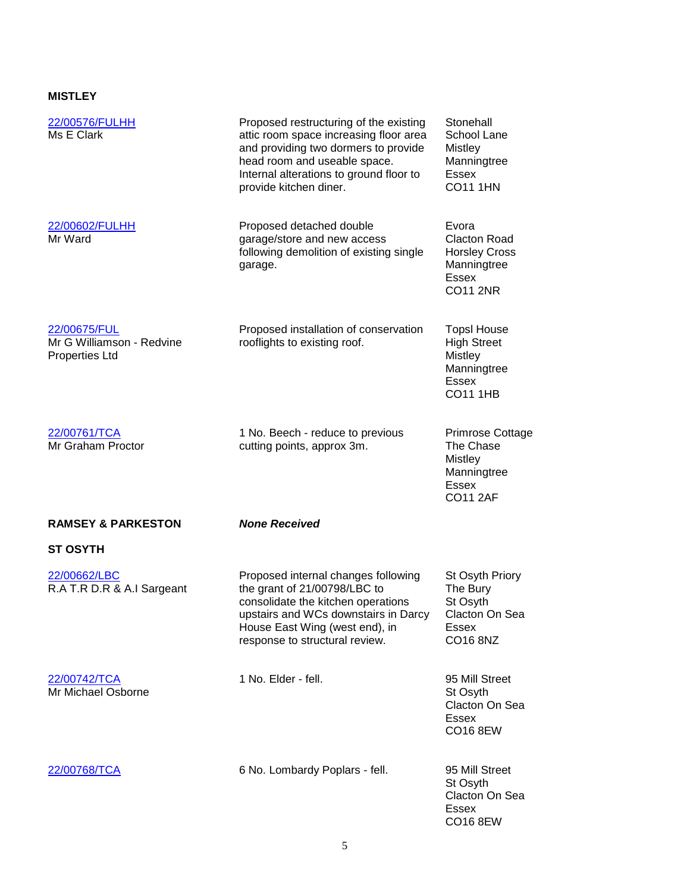**MISTLEY**

| | | |
|---|---|---|
| 22/00576/FULHH<br>Ms E Clark | Proposed restructuring of the existing attic room space increasing floor area and providing two dormers to provide head room and useable space. Internal alterations to ground floor to provide kitchen diner. | Stonehall<br>School Lane<br>Mistley<br>Manningtree<br>Essex<br>CO11 1HN |
| 22/00602/FULHH<br>Mr Ward | Proposed detached double garage/store and new access following demolition of existing single garage. | Evora<br>Clacton Road<br>Horsley Cross<br>Manningtree<br>Essex<br>CO11 2NR |
| 22/00675/FUL<br>Mr G Williamson - Redvine Properties Ltd | Proposed installation of conservation rooflights to existing roof. | Topsl House<br>High Street<br>Mistley<br>Manningtree<br>Essex<br>CO11 1HB |
| 22/00761/TCA<br>Mr Graham Proctor | 1 No. Beech - reduce to previous cutting points, approx 3m. | Primrose Cottage<br>The Chase<br>Mistley<br>Manningtree<br>Essex<br>CO11 2AF |

**RAMSEY & PARKESTON** ***None Received***

**ST OSYTH**

| | | |
|---|---|---|
| 22/00662/LBC<br>R.A T.R D.R & A.I Sargeant | Proposed internal changes following the grant of 21/00798/LBC to consolidate the kitchen operations upstairs and WCs downstairs in Darcy House East Wing (west end), in response to structural review. | St Osyth Priory<br>The Bury<br>St Osyth<br>Clacton On Sea<br>Essex<br>CO16 8NZ |
| 22/00742/TCA<br>Mr Michael Osborne | 1 No. Elder - fell. | 95 Mill Street<br>St Osyth<br>Clacton On Sea<br>Essex<br>CO16 8EW |
| 22/00768/TCA | 6 No. Lombardy Poplars - fell. | 95 Mill Street<br>St Osyth<br>Clacton On Sea<br>Essex<br>CO16 8EW |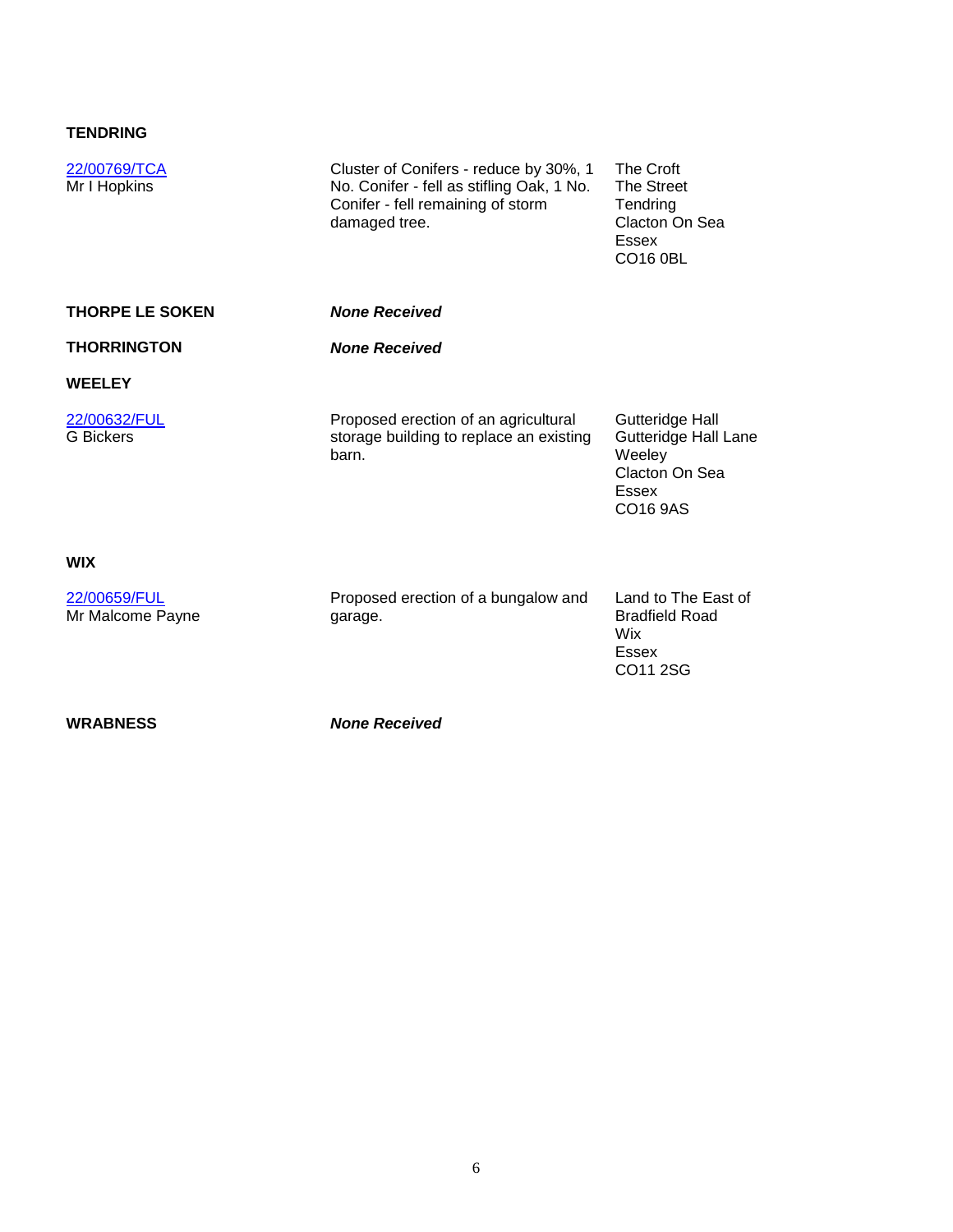**TENDRING**

| | | |
|---|---|---|
| 22/00769/TCA<br>Mr I Hopkins | Cluster of Conifers - reduce by 30%, 1 No. Conifer - fell as stifling Oak, 1 No. Conifer - fell remaining of storm damaged tree. | The Croft<br>The Street<br>Tendring<br>Clacton On Sea<br>Essex<br>CO16 0BL |

**THORPE LE SOKEN** ***None Received***

**THORRINGTON** ***None Received***

**WEELEY**

| | | |
|---|---|---|
| 22/00632/FUL<br>G Bickers | Proposed erection of an agricultural storage building to replace an existing barn. | Gutteridge Hall<br>Gutteridge Hall Lane<br>Weeley<br>Clacton On Sea<br>Essex<br>CO16 9AS |

**WIX**

| | | |
|---|---|---|
| 22/00659/FUL<br>Mr Malcome Payne | Proposed erection of a bungalow and garage. | Land to The East of<br>Bradfield Road<br>Wix<br>Essex<br>CO11 2SG |

**WRABNESS** ***None Received***